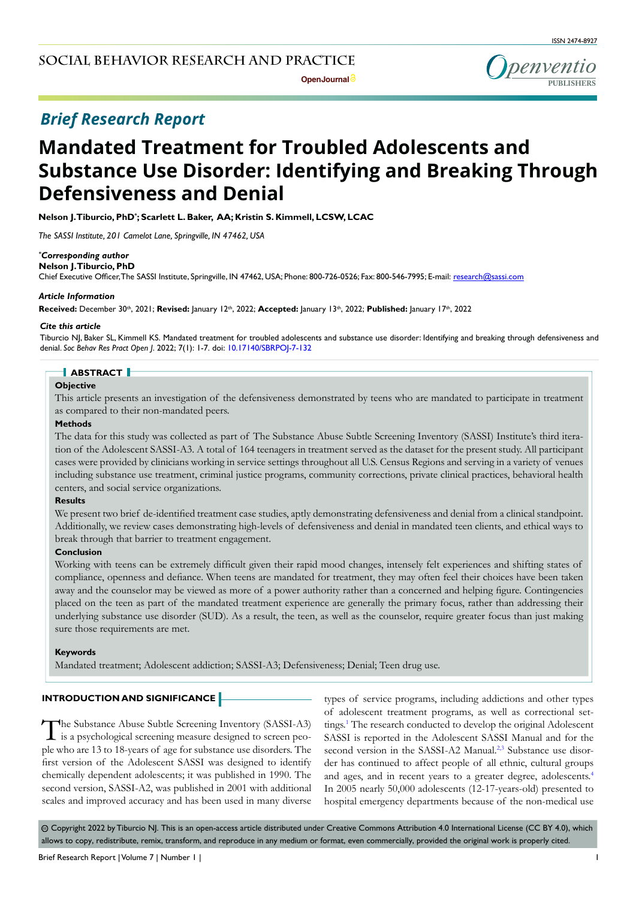ISSN 2474-8927

SOCIAL BEHAVIOR RESEARCH AND PRACTICE

*Brief Research Report*

# Mandated Treatment for Troubled Adolescents and Substance Use Disorder: Identifying and Breaking Through Defensiveness and Denial

**Nelson J. Tiburcio, PhD*; Scarlett L. Baker, AA; Kristin S. Kimmell, LCSW, LCAC**

*The SASSI Institute, 201 Camelot Lane, Springville, IN 47462, USA*

***Corresponding author***
**Nelson J. Tiburcio, PhD**
Chief Executive Officer, The SASSI Institute, Springville, IN 47462, USA; Phone: 800-726-0526; Fax: 800-546-7995; E-mail: research@sassi.com

***Article Information***
**Received:** December 30th, 2021; **Revised:** January 12th, 2022; **Accepted:** January 13th, 2022; **Published:** January 17th, 2022

***Cite this article***
Tiburcio NJ, Baker SL, Kimmell KS. Mandated treatment for troubled adolescents and substance use disorder: Identifying and breaking through defensiveness and denial. *Soc Behav Res Pract Open J*. 2022; 7(1): 1-7. doi: 10.17140/SBRPOJ-7-132

## ABSTRACT

**Objective**

This article presents an investigation of the defensiveness demonstrated by teens who are mandated to participate in treatment as compared to their non-mandated peers.

**Methods**

The data for this study was collected as part of The Substance Abuse Subtle Screening Inventory (SASSI) Institute's third iteration of the Adolescent SASSI-A3. A total of 164 teenagers in treatment served as the dataset for the present study. All participant cases were provided by clinicians working in service settings throughout all U.S. Census Regions and serving in a variety of venues including substance use treatment, criminal justice programs, community corrections, private clinical practices, behavioral health centers, and social service organizations.

**Results**

We present two brief de-identified treatment case studies, aptly demonstrating defensiveness and denial from a clinical standpoint. Additionally, we review cases demonstrating high-levels of defensiveness and denial in mandated teen clients, and ethical ways to break through that barrier to treatment engagement.

**Conclusion**

Working with teens can be extremely difficult given their rapid mood changes, intensely felt experiences and shifting states of compliance, openness and defiance. When teens are mandated for treatment, they may often feel their choices have been taken away and the counselor may be viewed as more of a power authority rather than a concerned and helping figure. Contingencies placed on the teen as part of the mandated treatment experience are generally the primary focus, rather than addressing their underlying substance use disorder (SUD). As a result, the teen, as well as the counselor, require greater focus than just making sure those requirements are met.

**Keywords**

Mandated treatment; Adolescent addiction; SASSI-A3; Defensiveness; Denial; Teen drug use.

## INTRODUCTION AND SIGNIFICANCE

The Substance Abuse Subtle Screening Inventory (SASSI-A3) is a psychological screening measure designed to screen people who are 13 to 18-years of age for substance use disorders. The first version of the Adolescent SASSI was designed to identify chemically dependent adolescents; it was published in 1990. The second version, SASSI-A2, was published in 2001 with additional scales and improved accuracy and has been used in many diverse types of service programs, including addictions and other types of adolescent treatment programs, as well as correctional settings.[1] The research conducted to develop the original Adolescent SASSI is reported in the Adolescent SASSI Manual and for the second version in the SASSI-A2 Manual.[2,3] Substance use disorder has continued to affect people of all ethnic, cultural groups and ages, and in recent years to a greater degree, adolescents.[4] In 2005 nearly 50,000 adolescents (12-17-years-old) presented to hospital emergency departments because of the non-medical use

© Copyright 2022 by Tiburcio NJ. This is an open-access article distributed under Creative Commons Attribution 4.0 International License (CC BY 4.0), which allows to copy, redistribute, remix, transform, and reproduce in any medium or format, even commercially, provided the original work is properly cited.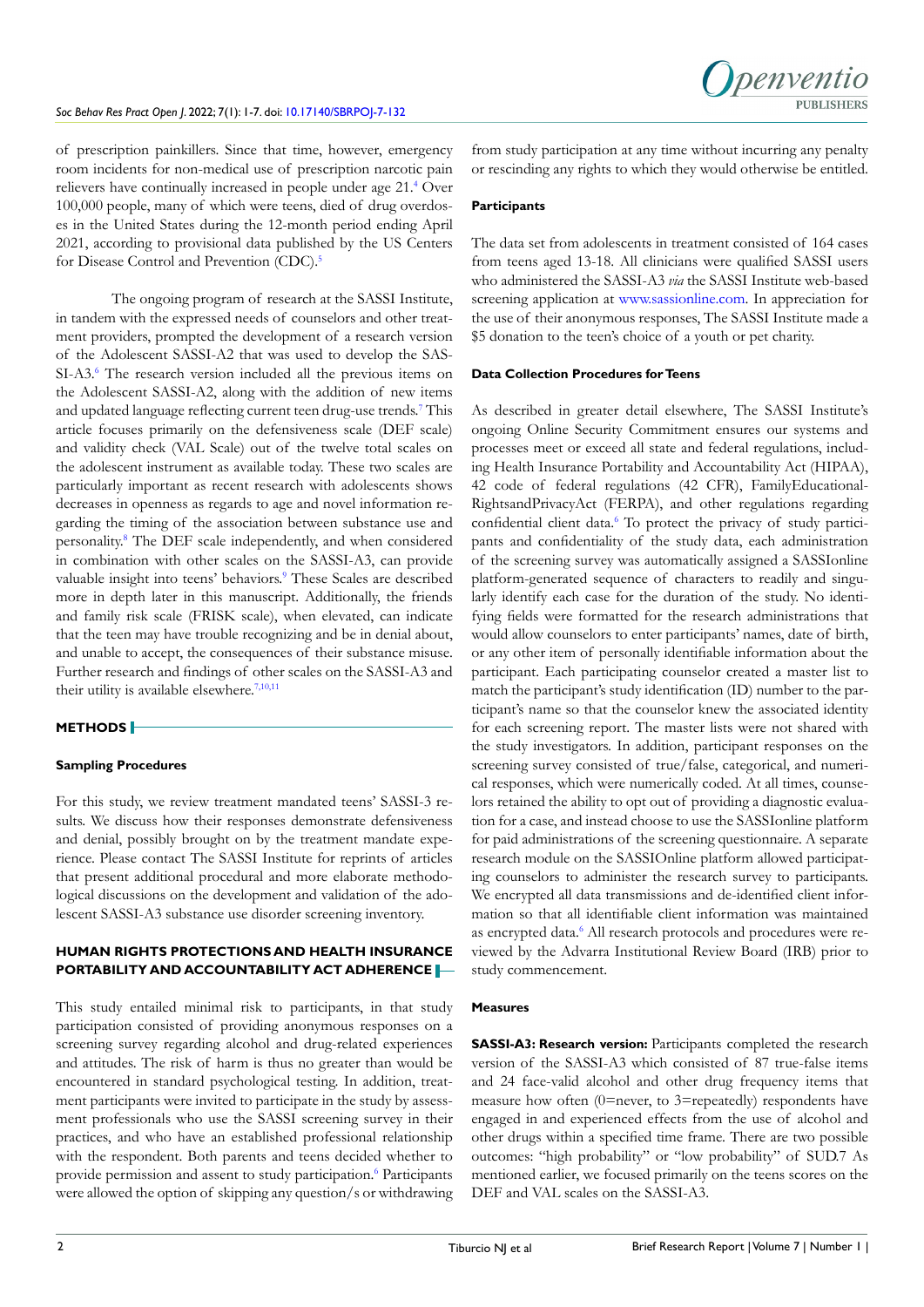of prescription painkillers. Since that time, however, emergency room incidents for non-medical use of prescription narcotic pain relievers have continually increased in people under age 21.[4] Over 100,000 people, many of which were teens, died of drug overdoses in the United States during the 12-month period ending April 2021, according to provisional data published by the US Centers for Disease Control and Prevention (CDC).[5]

The ongoing program of research at the SASSI Institute, in tandem with the expressed needs of counselors and other treatment providers, prompted the development of a research version of the Adolescent SASSI-A2 that was used to develop the SASSI-A3.[6] The research version included all the previous items on the Adolescent SASSI-A2, along with the addition of new items and updated language reflecting current teen drug-use trends.[7] This article focuses primarily on the defensiveness scale (DEF scale) and validity check (VAL Scale) out of the twelve total scales on the adolescent instrument as available today. These two scales are particularly important as recent research with adolescents shows decreases in openness as regards to age and novel information regarding the timing of the association between substance use and personality.[8] The DEF scale independently, and when considered in combination with other scales on the SASSI-A3, can provide valuable insight into teens' behaviors.[9] These Scales are described more in depth later in this manuscript. Additionally, the friends and family risk scale (FRISK scale), when elevated, can indicate that the teen may have trouble recognizing and be in denial about, and unable to accept, the consequences of their substance misuse. Further research and findings of other scales on the SASSI-A3 and their utility is available elsewhere.[7,10,11]

## METHODS

### Sampling Procedures

For this study, we review treatment mandated teens' SASSI-3 results. We discuss how their responses demonstrate defensiveness and denial, possibly brought on by the treatment mandate experience. Please contact The SASSI Institute for reprints of articles that present additional procedural and more elaborate methodological discussions on the development and validation of the adolescent SASSI-A3 substance use disorder screening inventory.

## HUMAN RIGHTS PROTECTIONS AND HEALTH INSURANCE PORTABILITY AND ACCOUNTABILITY ACT ADHERENCE

This study entailed minimal risk to participants, in that study participation consisted of providing anonymous responses on a screening survey regarding alcohol and drug-related experiences and attitudes. The risk of harm is thus no greater than would be encountered in standard psychological testing. In addition, treatment participants were invited to participate in the study by assessment professionals who use the SASSI screening survey in their practices, and who have an established professional relationship with the respondent. Both parents and teens decided whether to provide permission and assent to study participation.[6] Participants were allowed the option of skipping any question/s or withdrawing from study participation at any time without incurring any penalty or rescinding any rights to which they would otherwise be entitled.

### Participants

The data set from adolescents in treatment consisted of 164 cases from teens aged 13-18. All clinicians were qualified SASSI users who administered the SASSI-A3 *via* the SASSI Institute web-based screening application at www.sassionline.com. In appreciation for the use of their anonymous responses, The SASSI Institute made a $5 donation to the teen's choice of a youth or pet charity.

### Data Collection Procedures for Teens

As described in greater detail elsewhere, The SASSI Institute's ongoing Online Security Commitment ensures our systems and processes meet or exceed all state and federal regulations, including Health Insurance Portability and Accountability Act (HIPAA), 42 code of federal regulations (42 CFR), FamilyEducational-RightsandPrivacyAct (FERPA), and other regulations regarding confidential client data.[6] To protect the privacy of study participants and confidentiality of the study data, each administration of the screening survey was automatically assigned a SASSIonline platform-generated sequence of characters to readily and singularly identify each case for the duration of the study. No identifying fields were formatted for the research administrations that would allow counselors to enter participants' names, date of birth, or any other item of personally identifiable information about the participant. Each participating counselor created a master list to match the participant's study identification (ID) number to the participant's name so that the counselor knew the associated identity for each screening report. The master lists were not shared with the study investigators. In addition, participant responses on the screening survey consisted of true/false, categorical, and numerical responses, which were numerically coded. At all times, counselors retained the ability to opt out of providing a diagnostic evaluation for a case, and instead choose to use the SASSIonline platform for paid administrations of the screening questionnaire. A separate research module on the SASSIOnline platform allowed participating counselors to administer the research survey to participants. We encrypted all data transmissions and de-identified client information so that all identifiable client information was maintained as encrypted data.[6] All research protocols and procedures were reviewed by the Advarra Institutional Review Board (IRB) prior to study commencement.

### Measures

**SASSI-A3: Research version:** Participants completed the research version of the SASSI-A3 which consisted of 87 true-false items and 24 face-valid alcohol and other drug frequency items that measure how often (0=never, to 3=repeatedly) respondents have engaged in and experienced effects from the use of alcohol and other drugs within a specified time frame. There are two possible outcomes: "high probability" or "low probability" of SUD.7 As mentioned earlier, we focused primarily on the teens scores on the DEF and VAL scales on the SASSI-A3.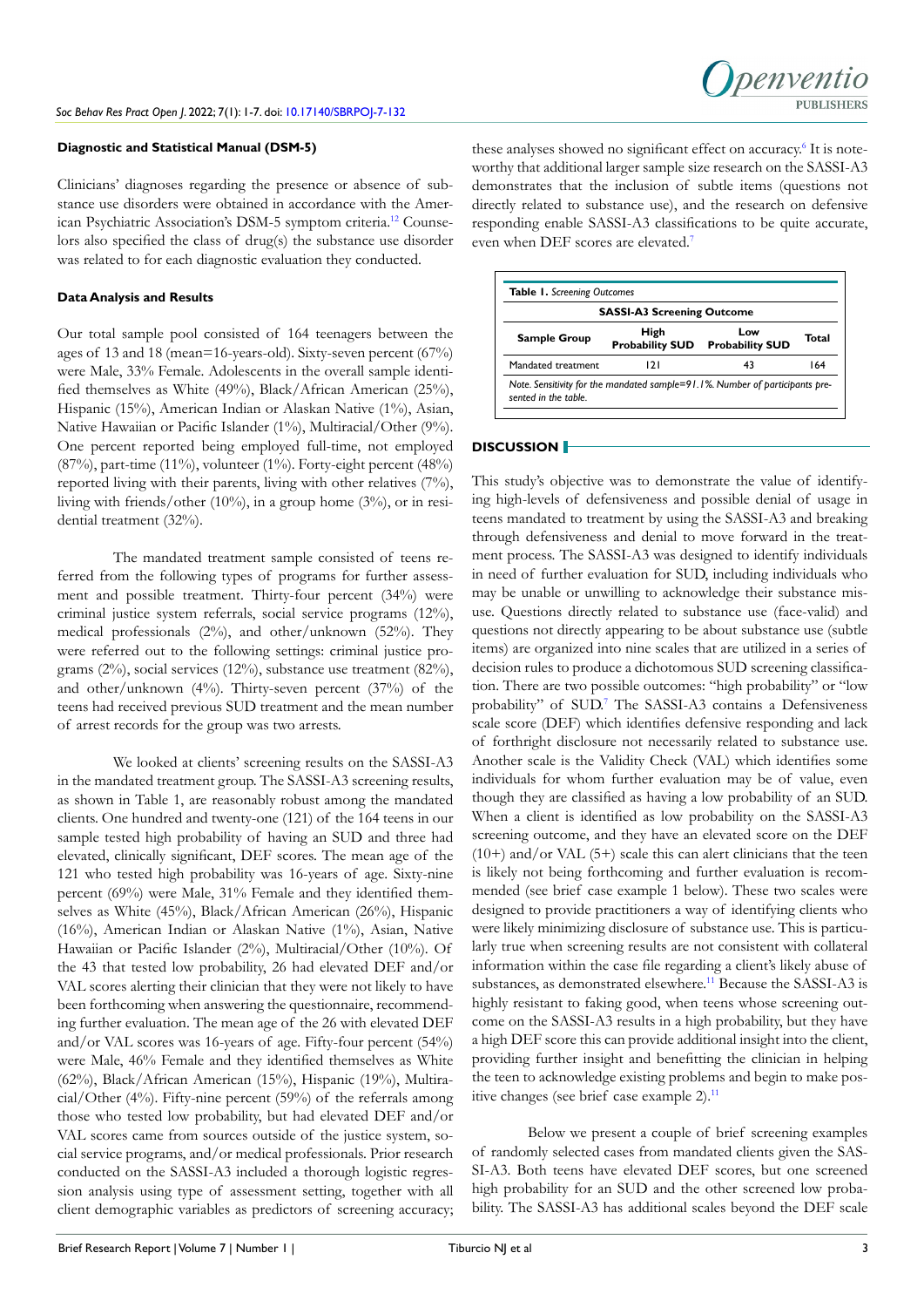### Diagnostic and Statistical Manual (DSM-5)

Clinicians' diagnoses regarding the presence or absence of substance use disorders were obtained in accordance with the American Psychiatric Association's DSM-5 symptom criteria.[12] Counselors also specified the class of drug(s) the substance use disorder was related to for each diagnostic evaluation they conducted.

### Data Analysis and Results

Our total sample pool consisted of 164 teenagers between the ages of 13 and 18 (mean=16-years-old). Sixty-seven percent (67%) were Male, 33% Female. Adolescents in the overall sample identified themselves as White (49%), Black/African American (25%), Hispanic (15%), American Indian or Alaskan Native (1%), Asian, Native Hawaiian or Pacific Islander (1%), Multiracial/Other (9%). One percent reported being employed full-time, not employed (87%), part-time (11%), volunteer (1%). Forty-eight percent (48%) reported living with their parents, living with other relatives (7%), living with friends/other (10%), in a group home (3%), or in residential treatment (32%).

The mandated treatment sample consisted of teens referred from the following types of programs for further assessment and possible treatment. Thirty-four percent (34%) were criminal justice system referrals, social service programs (12%), medical professionals (2%), and other/unknown (52%). They were referred out to the following settings: criminal justice programs (2%), social services (12%), substance use treatment (82%), and other/unknown (4%). Thirty-seven percent (37%) of the teens had received previous SUD treatment and the mean number of arrest records for the group was two arrests.

We looked at clients' screening results on the SASSI-A3 in the mandated treatment group. The SASSI-A3 screening results, as shown in Table 1, are reasonably robust among the mandated clients. One hundred and twenty-one (121) of the 164 teens in our sample tested high probability of having an SUD and three had elevated, clinically significant, DEF scores. The mean age of the 121 who tested high probability was 16-years of age. Sixty-nine percent (69%) were Male, 31% Female and they identified themselves as White (45%), Black/African American (26%), Hispanic (16%), American Indian or Alaskan Native (1%), Asian, Native Hawaiian or Pacific Islander (2%), Multiracial/Other (10%). Of the 43 that tested low probability, 26 had elevated DEF and/or VAL scores alerting their clinician that they were not likely to have been forthcoming when answering the questionnaire, recommending further evaluation. The mean age of the 26 with elevated DEF and/or VAL scores was 16-years of age. Fifty-four percent (54%) were Male, 46% Female and they identified themselves as White (62%), Black/African American (15%), Hispanic (19%), Multiracial/Other (4%). Fifty-nine percent (59%) of the referrals among those who tested low probability, but had elevated DEF and/or VAL scores came from sources outside of the justice system, social service programs, and/or medical professionals. Prior research conducted on the SASSI-A3 included a thorough logistic regression analysis using type of assessment setting, together with all client demographic variables as predictors of screening accuracy; these analyses showed no significant effect on accuracy.[6] It is noteworthy that additional larger sample size research on the SASSI-A3 demonstrates that the inclusion of subtle items (questions not directly related to substance use), and the research on defensive responding enable SASSI-A3 classifications to be quite accurate, even when DEF scores are elevated.[7]

**Table 1.** *Screening Outcomes*

| | SASSI-A3 Screening Outcome | | |
|---|---|---|---|
| **Sample Group** | **High Probability SUD** | **Low Probability SUD** | **Total** |
| Mandated treatment | 121 | 43 | 164 |

*Note. Sensitivity for the mandated sample=91.1%. Number of participants presented in the table.*

## DISCUSSION

This study's objective was to demonstrate the value of identifying high-levels of defensiveness and possible denial of usage in teens mandated to treatment by using the SASSI-A3 and breaking through defensiveness and denial to move forward in the treatment process. The SASSI-A3 was designed to identify individuals in need of further evaluation for SUD, including individuals who may be unable or unwilling to acknowledge their substance misuse. Questions directly related to substance use (face-valid) and questions not directly appearing to be about substance use (subtle items) are organized into nine scales that are utilized in a series of decision rules to produce a dichotomous SUD screening classification. There are two possible outcomes: "high probability" or "low probability" of SUD.[7] The SASSI-A3 contains a Defensiveness scale score (DEF) which identifies defensive responding and lack of forthright disclosure not necessarily related to substance use. Another scale is the Validity Check (VAL) which identifies some individuals for whom further evaluation may be of value, even though they are classified as having a low probability of an SUD. When a client is identified as low probability on the SASSI-A3 screening outcome, and they have an elevated score on the DEF (10+) and/or VAL (5+) scale this can alert clinicians that the teen is likely not being forthcoming and further evaluation is recommended (see brief case example 1 below). These two scales were designed to provide practitioners a way of identifying clients who were likely minimizing disclosure of substance use. This is particularly true when screening results are not consistent with collateral information within the case file regarding a client's likely abuse of substances, as demonstrated elsewhere.[11] Because the SASSI-A3 is highly resistant to faking good, when teens whose screening outcome on the SASSI-A3 results in a high probability, but they have a high DEF score this can provide additional insight into the client, providing further insight and benefitting the clinician in helping the teen to acknowledge existing problems and begin to make positive changes (see brief case example 2).[11]

Below we present a couple of brief screening examples of randomly selected cases from mandated clients given the SASSI-A3. Both teens have elevated DEF scores, but one screened high probability for an SUD and the other screened low probability. The SASSI-A3 has additional scales beyond the DEF scale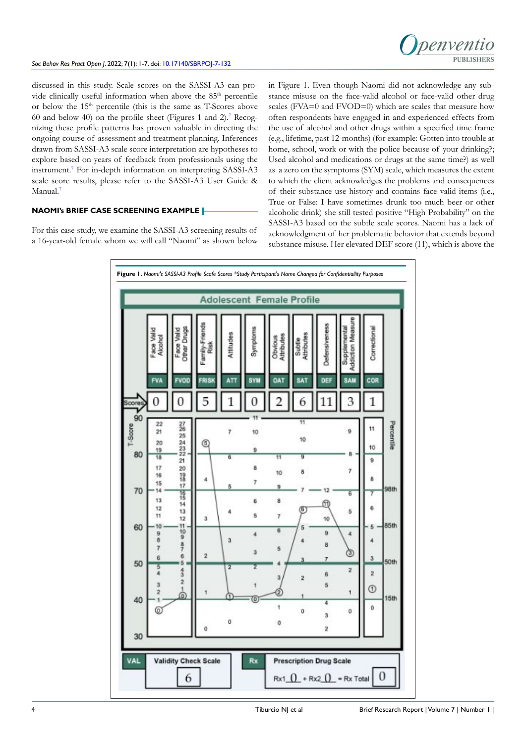discussed in this study. Scale scores on the SASSI-A3 can provide clinically useful information when above the 85th percentile or below the 15th percentile (this is the same as T-Scores above 60 and below 40) on the profile sheet (Figures 1 and 2).[7] Recognizing these profile patterns has proven valuable in directing the ongoing course of assessment and treatment planning. Inferences drawn from SASSI-A3 scale score interpretation are hypotheses to explore based on years of feedback from professionals using the instrument.[7] For in-depth information on interpreting SASSI-A3 scale score results, please refer to the SASSI-A3 User Guide & Manual.[7]

## NAOMI's BRIEF CASE SCREENING EXAMPLE

For this case study, we examine the SASSI-A3 screening results of a 16-year-old female whom we will call "Naomi" as shown below in Figure 1. Even though Naomi did not acknowledge any substance misuse on the face-valid alcohol or face-valid other drug scales (FVA=0 and FVOD=0) which are scales that measure how often respondents have engaged in and experienced effects from the use of alcohol and other drugs within a specified time frame (e.g., lifetime, past 12-months) (for example: Gotten into trouble at home, school, work or with the police because of your drinking?; Used alcohol and medications or drugs at the same time?) as well as a zero on the symptoms (SYM) scale, which measures the extent to which the client acknowledges the problems and consequences of their substance use history and contains face valid items (i.e., True or False: I have sometimes drunk too much beer or other alcoholic drink) she still tested positive "High Probability" on the SASSI-A3 based on the subtle scale scores. Naomi has a lack of acknowledgment of her problematic behavior that extends beyond substance misuse. Her elevated DEF score (11), which is above the

**Figure 1.** *Naomi's SASSI-A3 Profile Scafe Scores \*Study Participant's Name Changed for Confidentiallity Purposes*

Adolescent Female Profile

| | Face Valid Alcohol | Face Valid Other Drugs | Family-Friends Risk | Attitudes | Symptoms | Obvious Attributes | Subtle Attributes | Defensiveness | Supplemental Addiction Measure | Correctional |
|---|---|---|---|---|---|---|---|---|---|---|
| | FVA | FVOD | FRISK | ATT | SYM | OAT | SAT | DEF | SAM | COR |
| Scores | 0 | 0 | 5 | 1 | 0 | 2 | 6 | 11 | 3 | 1 |

| VAL | Validity Check Scale | 6 |
|---|---|---|

| Rx | Prescription Drug Scale | Rx1 0 + Rx2 0 = Rx Total 0 |
|---|---|---|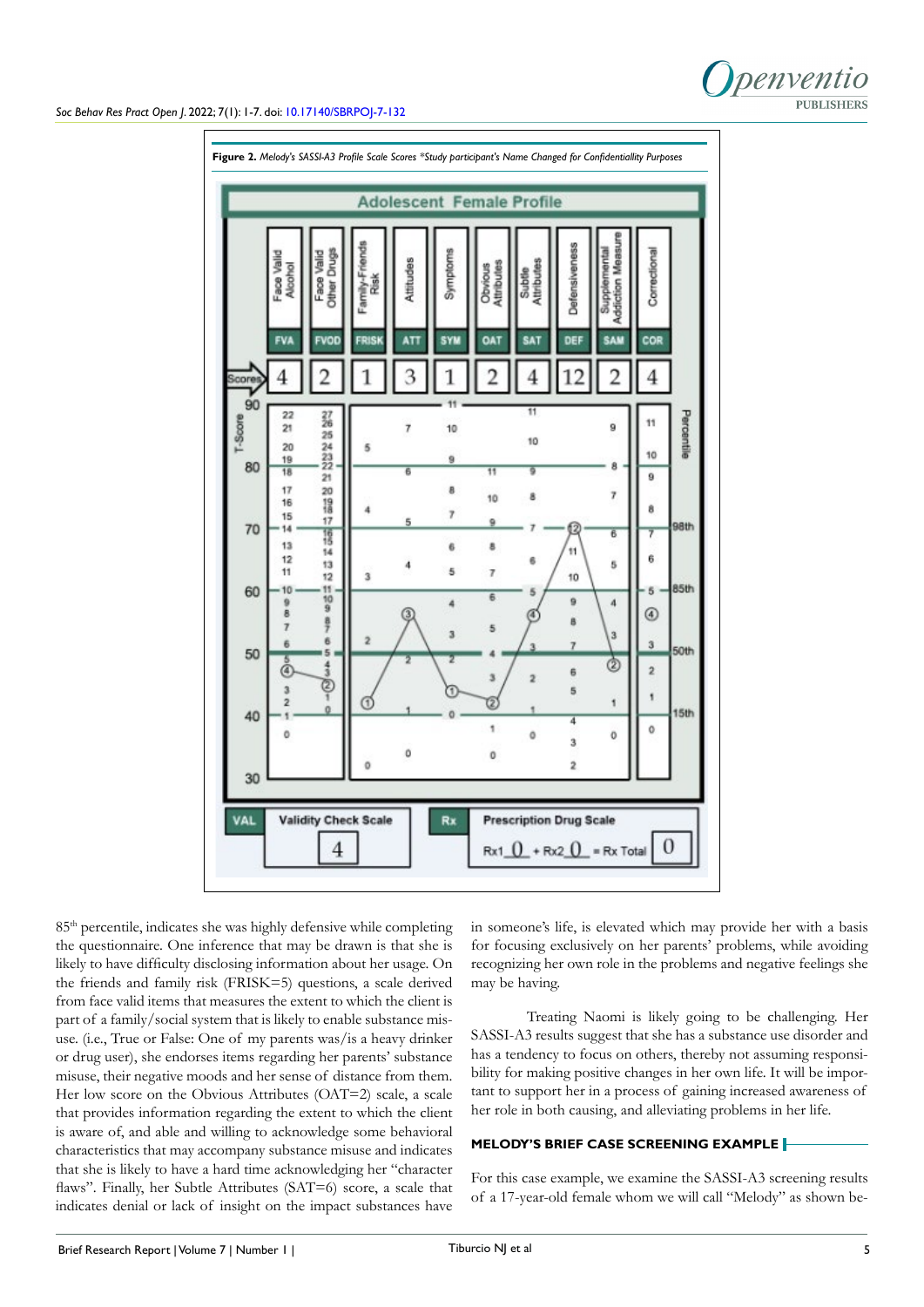**Figure 2.** *Melody's SASSI-A3 Profile Scale Scores \*Study participant's Name Changed for Confidentiality Purposes*

85th percentile, indicates she was highly defensive while completing the questionnaire. One inference that may be drawn is that she is likely to have difficulty disclosing information about her usage. On the friends and family risk (FRISK=5) questions, a scale derived from face valid items that measures the extent to which the client is part of a family/social system that is likely to enable substance misuse. (i.e., True or False: One of my parents was/is a heavy drinker or drug user), she endorses items regarding her parents' substance misuse, their negative moods and her sense of distance from them. Her low score on the Obvious Attributes (OAT=2) scale, a scale that provides information regarding the extent to which the client is aware of, and able and willing to acknowledge some behavioral characteristics that may accompany substance misuse and indicates that she is likely to have a hard time acknowledging her "character flaws". Finally, her Subtle Attributes (SAT=6) score, a scale that indicates denial or lack of insight on the impact substances have in someone's life, is elevated which may provide her with a basis for focusing exclusively on her parents' problems, while avoiding recognizing her own role in the problems and negative feelings she may be having.

Treating Naomi is likely going to be challenging. Her SASSI-A3 results suggest that she has a substance use disorder and has a tendency to focus on others, thereby not assuming responsibility for making positive changes in her own life. It will be important to support her in a process of gaining increased awareness of her role in both causing, and alleviating problems in her life.

## MELODY'S BRIEF CASE SCREENING EXAMPLE

For this case example, we examine the SASSI-A3 screening results of a 17-year-old female whom we will call "Melody" as shown be-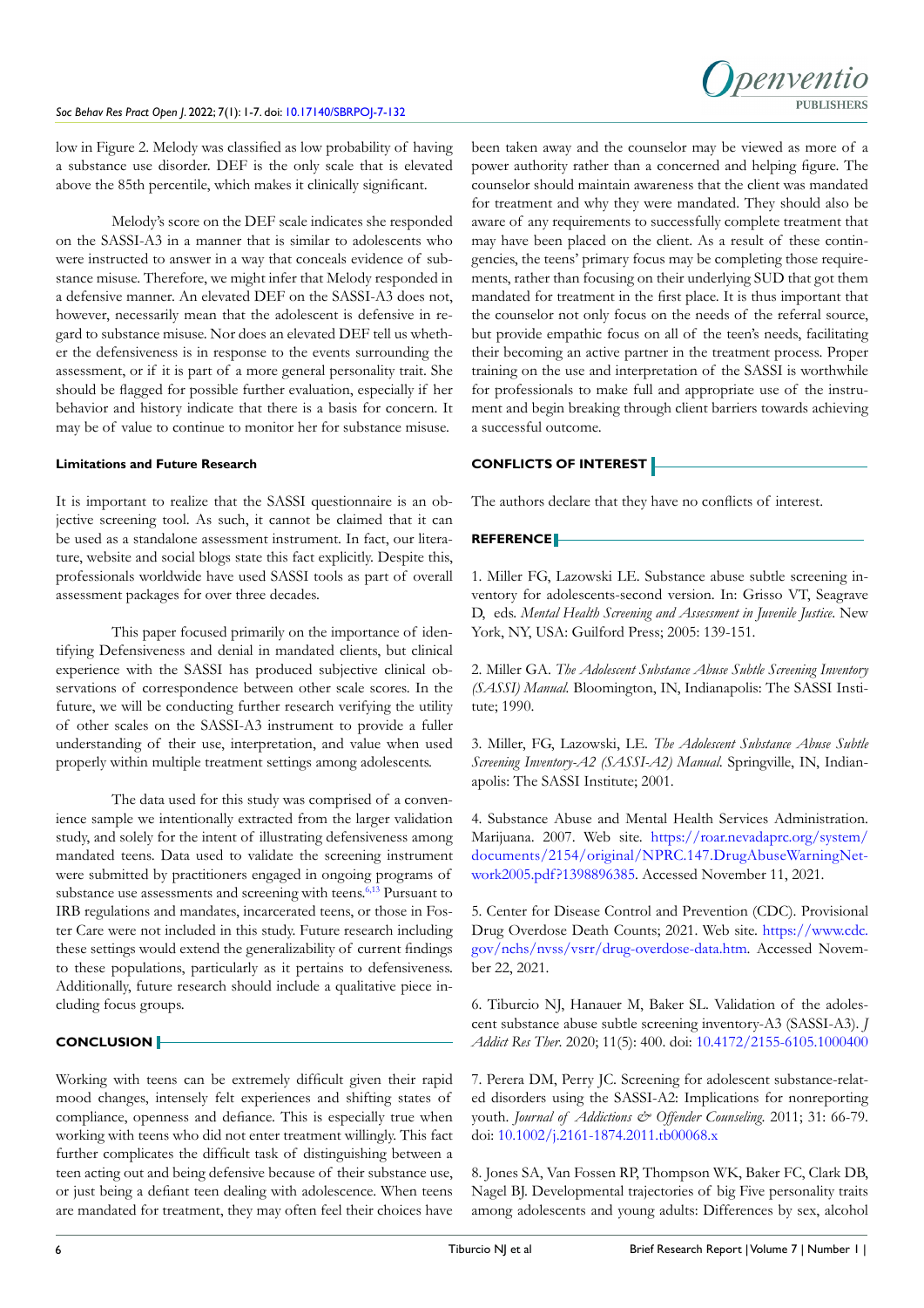low in Figure 2. Melody was classified as low probability of having a substance use disorder. DEF is the only scale that is elevated above the 85th percentile, which makes it clinically significant.

Melody's score on the DEF scale indicates she responded on the SASSI-A3 in a manner that is similar to adolescents who were instructed to answer in a way that conceals evidence of substance misuse. Therefore, we might infer that Melody responded in a defensive manner. An elevated DEF on the SASSI-A3 does not, however, necessarily mean that the adolescent is defensive in regard to substance misuse. Nor does an elevated DEF tell us whether the defensiveness is in response to the events surrounding the assessment, or if it is part of a more general personality trait. She should be flagged for possible further evaluation, especially if her behavior and history indicate that there is a basis for concern. It may be of value to continue to monitor her for substance misuse.

**Limitations and Future Research**

It is important to realize that the SASSI questionnaire is an objective screening tool. As such, it cannot be claimed that it can be used as a standalone assessment instrument. In fact, our literature, website and social blogs state this fact explicitly. Despite this, professionals worldwide have used SASSI tools as part of overall assessment packages for over three decades.

This paper focused primarily on the importance of identifying Defensiveness and denial in mandated clients, but clinical experience with the SASSI has produced subjective clinical observations of correspondence between other scale scores. In the future, we will be conducting further research verifying the utility of other scales on the SASSI-A3 instrument to provide a fuller understanding of their use, interpretation, and value when used properly within multiple treatment settings among adolescents.

The data used for this study was comprised of a convenience sample we intentionally extracted from the larger validation study, and solely for the intent of illustrating defensiveness among mandated teens. Data used to validate the screening instrument were submitted by practitioners engaged in ongoing programs of substance use assessments and screening with teens.[6,13] Pursuant to IRB regulations and mandates, incarcerated teens, or those in Foster Care were not included in this study. Future research including these settings would extend the generalizability of current findings to these populations, particularly as it pertains to defensiveness. Additionally, future research should include a qualitative piece including focus groups.

## CONCLUSION

Working with teens can be extremely difficult given their rapid mood changes, intensely felt experiences and shifting states of compliance, openness and defiance. This is especially true when working with teens who did not enter treatment willingly. This fact further complicates the difficult task of distinguishing between a teen acting out and being defensive because of their substance use, or just being a defiant teen dealing with adolescence. When teens are mandated for treatment, they may often feel their choices have been taken away and the counselor may be viewed as more of a power authority rather than a concerned and helping figure. The counselor should maintain awareness that the client was mandated for treatment and why they were mandated. They should also be aware of any requirements to successfully complete treatment that may have been placed on the client. As a result of these contingencies, the teens' primary focus may be completing those requirements, rather than focusing on their underlying SUD that got them mandated for treatment in the first place. It is thus important that the counselor not only focus on the needs of the referral source, but provide empathic focus on all of the teen's needs, facilitating their becoming an active partner in the treatment process. Proper training on the use and interpretation of the SASSI is worthwhile for professionals to make full and appropriate use of the instrument and begin breaking through client barriers towards achieving a successful outcome.

## CONFLICTS OF INTEREST

The authors declare that they have no conflicts of interest.

## REFERENCE

1. Miller FG, Lazowski LE. Substance abuse subtle screening inventory for adolescents-second version. In: Grisso VT, Seagrave D, eds. *Mental Health Screening and Assessment in Juvenile Justice*. New York, NY, USA: Guilford Press; 2005: 139-151.

2. Miller GA. *The Adolescent Substance Abuse Subtle Screening Inventory (SASSI) Manual*. Bloomington, IN, Indianapolis: The SASSI Institute; 1990.

3. Miller, FG, Lazowski, LE. *The Adolescent Substance Abuse Subtle Screening Inventory-A2 (SASSI-A2) Manual*. Springville, IN, Indianapolis: The SASSI Institute; 2001.

4. Substance Abuse and Mental Health Services Administration. Marijuana. 2007. Web site. https://roar.nevadaprc.org/system/documents/2154/original/NPRC.147.DrugAbuseWarningNetwork2005.pdf?1398896385. Accessed November 11, 2021.

5. Center for Disease Control and Prevention (CDC). Provisional Drug Overdose Death Counts; 2021. Web site. https://www.cdc.gov/nchs/nvss/vsrr/drug-overdose-data.htm. Accessed November 22, 2021.

6. Tiburcio NJ, Hanauer M, Baker SL. Validation of the adolescent substance abuse subtle screening inventory-A3 (SASSI-A3). *J Addict Res Ther*. 2020; 11(5): 400. doi: 10.4172/2155-6105.1000400

7. Perera DM, Perry JC. Screening for adolescent substance-related disorders using the SASSI-A2: Implications for nonreporting youth. *Journal of Addictions & Offender Counseling*. 2011; 31: 66-79. doi: 10.1002/j.2161-1874.2011.tb00068.x

8. Jones SA, Van Fossen RP, Thompson WK, Baker FC, Clark DB, Nagel BJ. Developmental trajectories of big Five personality traits among adolescents and young adults: Differences by sex, alcohol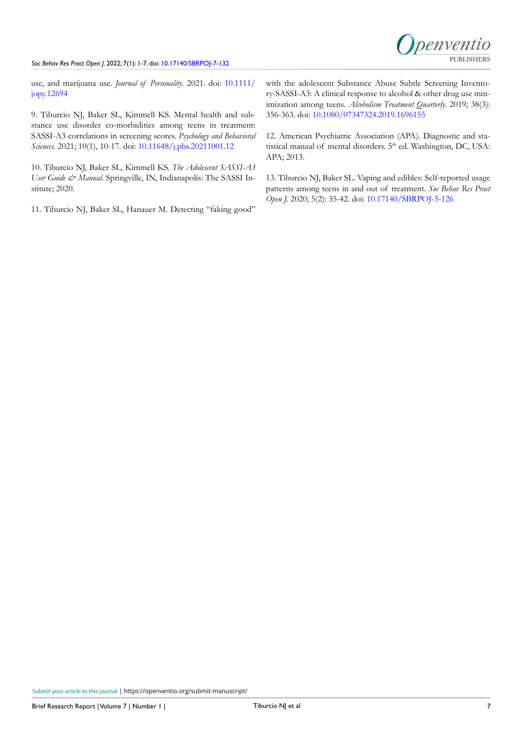use, and marijuana use. *Journal of Personality*. 2021. doi: 10.1111/jopy.12694

9. Tiburcio NJ, Baker SL, Kimmell KS. Mental health and substance use disorder co-morbidities among teens in treatment: SASSI-A3 correlations in screening scores. *Psychology and Behavioral Sciences*. 2021; 10(1), 10-17. doi: 10.11648/j.pbs.20211001.12

10. Tiburcio NJ, Baker SL, Kimmell KS. *The Adolescent SASSI-A3 User Guide & Manual*. Springville, IN, Indianapolis: The SASSI Institute; 2020.

11. Tiburcio NJ, Baker SL, Hanauer M. Detecting "faking good" with the adolescent Substance Abuse Subtle Screening Inventory-SASSI-A3: A clinical response to alcohol & other drug use minimization among teens. *Alcoholism Treatment Quarterly*. 2019; 38(3): 356-363. doi: 10.1080/07347324.2019.1696155

12. American Psychiatric Association (APA). Diagnostic and statistical manual of mental disorders. 5th ed. Washington, DC, USA: APA; 2013.

13. Tiburcio NJ, Baker SL. Vaping and edibles: Self-reported usage patterns among teens in and out of treatment. *Soc Behav Res Pract Open J*. 2020; 5(2): 35-42. doi: 10.17140/SBRPOJ-5-126